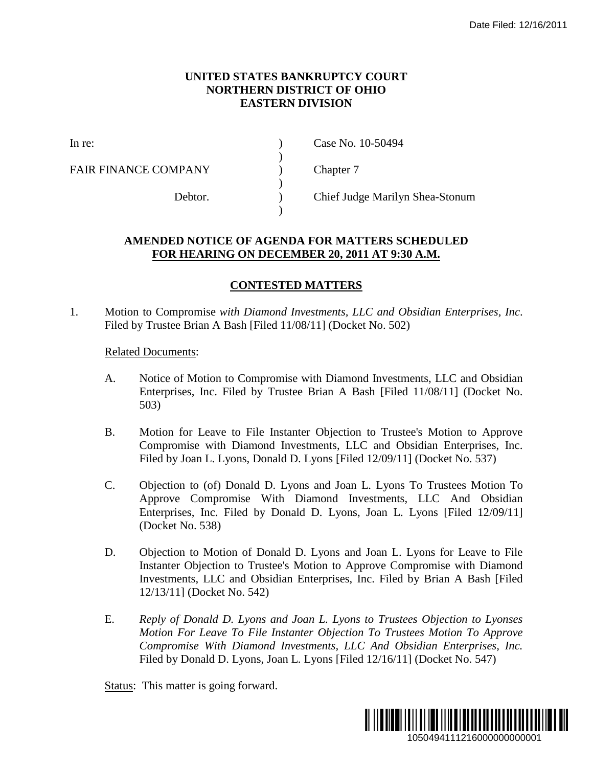Date Filed: 12/16/2011

**UNITED STATES BANKRUPTCY COURT**
**NORTHERN DISTRICT OF OHIO**
**EASTERN DIVISION**

| | | |
|---|---|---|
| In re: | ) | Case No. 10-50494 |
| | ) | |
| FAIR FINANCE COMPANY | ) | Chapter 7 |
| | ) | |
| Debtor. | ) | Chief Judge Marilyn Shea-Stonum |
| | ) | |

## AMENDED NOTICE OF AGENDA FOR MATTERS SCHEDULED FOR HEARING ON DECEMBER 20, 2011 AT 9:30 A.M.

## CONTESTED MATTERS

1. Motion to Compromise *with Diamond Investments, LLC and Obsidian Enterprises, Inc*. Filed by Trustee Brian A Bash [Filed 11/08/11] (Docket No. 502)

   Related Documents:

   A. Notice of Motion to Compromise with Diamond Investments, LLC and Obsidian Enterprises, Inc. Filed by Trustee Brian A Bash [Filed 11/08/11] (Docket No. 503)

   B. Motion for Leave to File Instanter Objection to Trustee's Motion to Approve Compromise with Diamond Investments, LLC and Obsidian Enterprises, Inc. Filed by Joan L. Lyons, Donald D. Lyons [Filed 12/09/11] (Docket No. 537)

   C. Objection to (of) Donald D. Lyons and Joan L. Lyons To Trustees Motion To Approve Compromise With Diamond Investments, LLC And Obsidian Enterprises, Inc. Filed by Donald D. Lyons, Joan L. Lyons [Filed 12/09/11] (Docket No. 538)

   D. Objection to Motion of Donald D. Lyons and Joan L. Lyons for Leave to File Instanter Objection to Trustee's Motion to Approve Compromise with Diamond Investments, LLC and Obsidian Enterprises, Inc. Filed by Brian A Bash [Filed 12/13/11] (Docket No. 542)

   E. *Reply of Donald D. Lyons and Joan L. Lyons to Trustees Objection to Lyonses Motion For Leave To File Instanter Objection To Trustees Motion To Approve Compromise With Diamond Investments, LLC And Obsidian Enterprises, Inc.* Filed by Donald D. Lyons, Joan L. Lyons [Filed 12/16/11] (Docket No. 547)

   Status: This matter is going forward.

1050494111216000000000001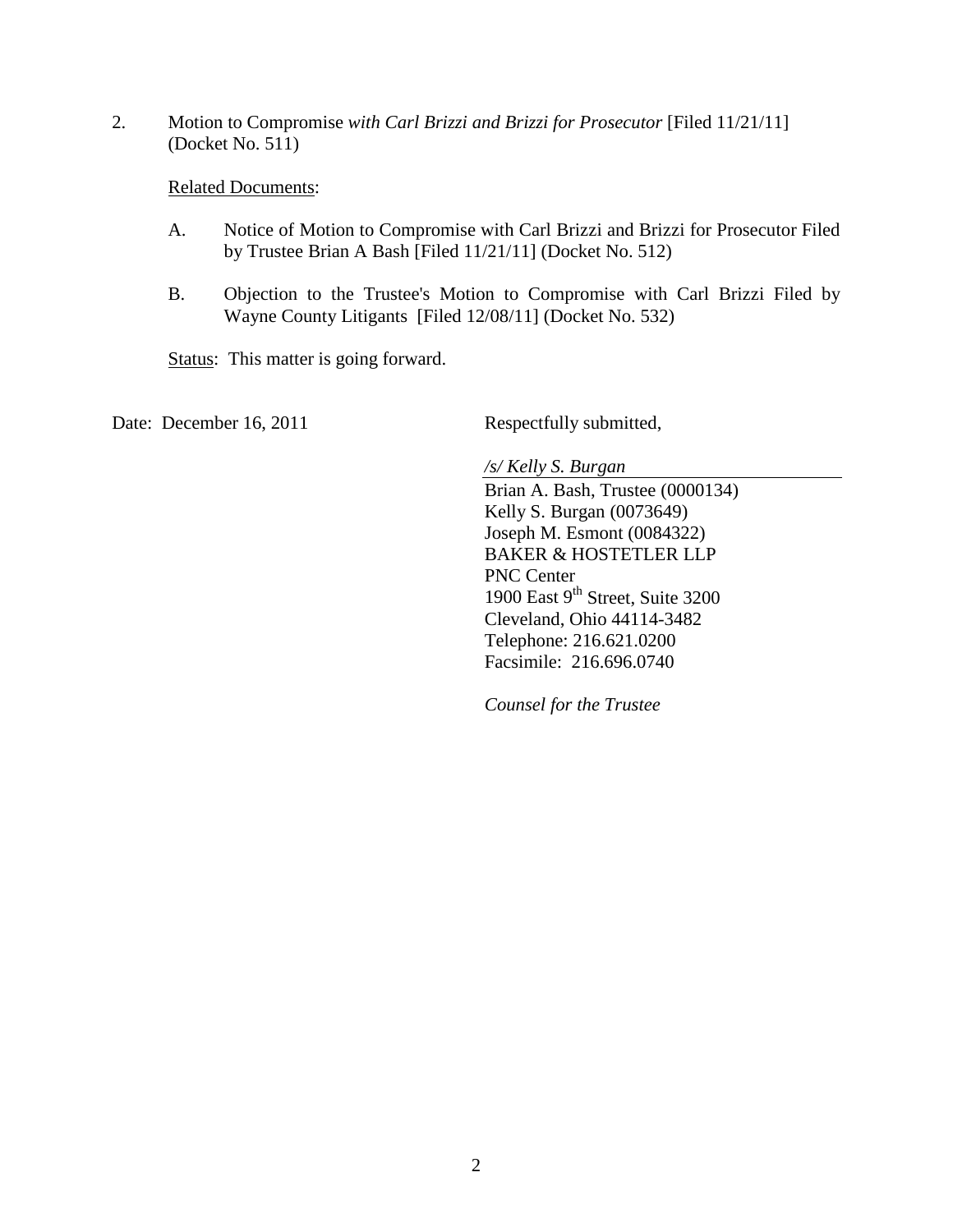2. Motion to Compromise *with Carl Brizzi and Brizzi for Prosecutor* [Filed 11/21/11] (Docket No. 511)

   Related Documents:

   A. Notice of Motion to Compromise with Carl Brizzi and Brizzi for Prosecutor Filed by Trustee Brian A Bash [Filed 11/21/11] (Docket No. 512)

   B. Objection to the Trustee's Motion to Compromise with Carl Brizzi Filed by Wayne County Litigants [Filed 12/08/11] (Docket No. 532)

   Status: This matter is going forward.

Date: December 16, 2011

Respectfully submitted,

*/s/ Kelly S. Burgan*

Brian A. Bash, Trustee (0000134)
Kelly S. Burgan (0073649)
Joseph M. Esmont (0084322)
BAKER & HOSTETLER LLP
PNC Center
1900 East 9th Street, Suite 3200
Cleveland, Ohio 44114-3482
Telephone: 216.621.0200
Facsimile: 216.696.0740

*Counsel for the Trustee*